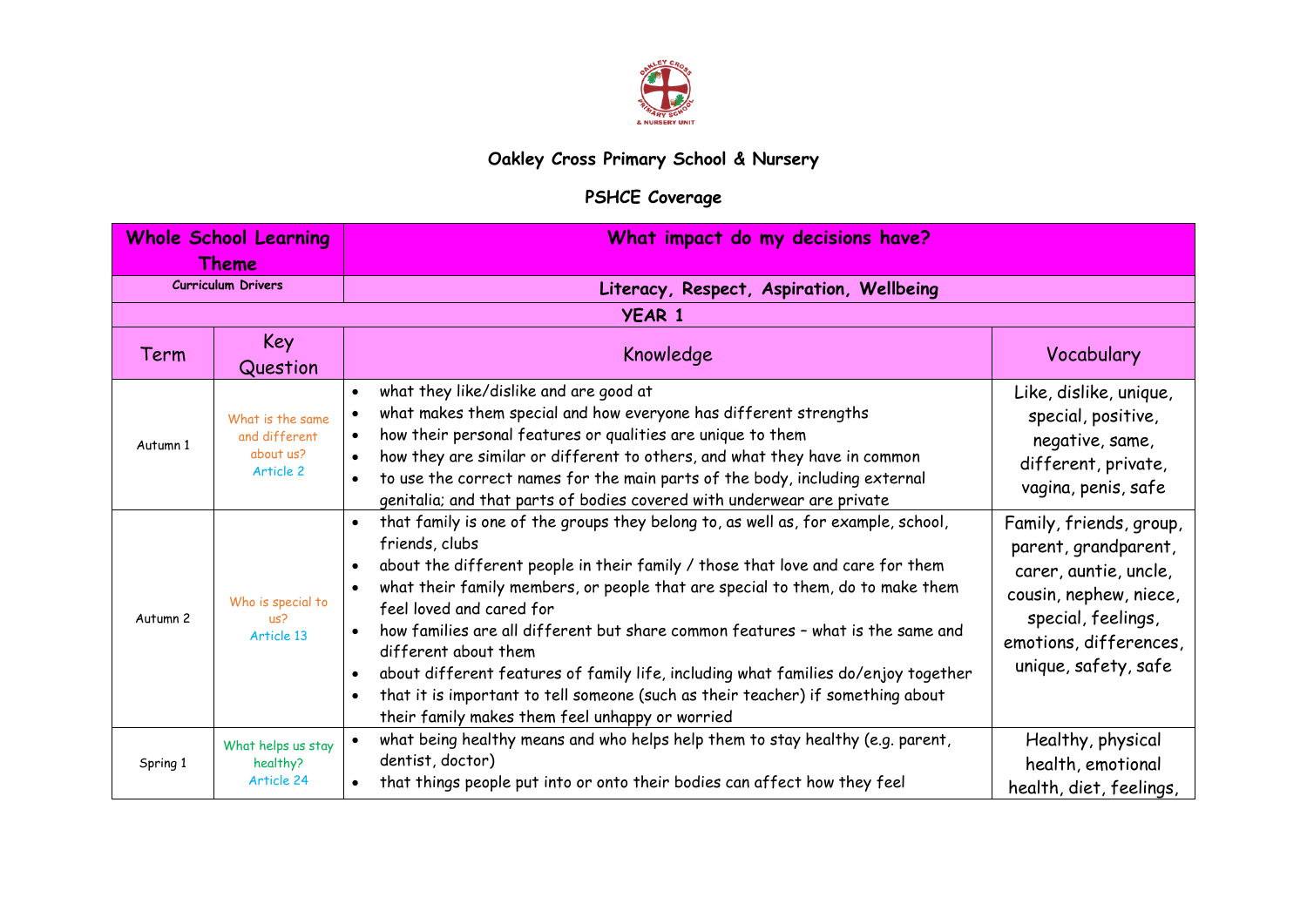# Oakley Cross Primary School & Nursery

## PSHCE Coverage

| Whole School Learning Theme | | What impact do my decisions have? | |
|---|---|---|---|
| Curriculum Drivers | | Literacy, Respect, Aspiration, Wellbeing | |
| YEAR 1 | | | |
| Term | Key Question | Knowledge | Vocabulary |
| Autumn 1 | What is the same and different about us? Article 2 | • what they like/dislike and are good at<br>• what makes them special and how everyone has different strengths<br>• how their personal features or qualities are unique to them<br>• how they are similar or different to others, and what they have in common<br>• to use the correct names for the main parts of the body, including external genitalia; and that parts of bodies covered with underwear are private | Like, dislike, unique, special, positive, negative, same, different, private, vagina, penis, safe |
| Autumn 2 | Who is special to us? Article 13 | • that family is one of the groups they belong to, as well as, for example, school, friends, clubs<br>• about the different people in their family / those that love and care for them<br>• what their family members, or people that are special to them, do to make them feel loved and cared for<br>• how families are all different but share common features – what is the same and different about them<br>• about different features of family life, including what families do/enjoy together<br>• that it is important to tell someone (such as their teacher) if something about their family makes them feel unhappy or worried | Family, friends, group, parent, grandparent, carer, auntie, uncle, cousin, nephew, niece, special, feelings, emotions, differences, unique, safety, safe |
| Spring 1 | What helps us stay healthy? Article 24 | • what being healthy means and who helps help them to stay healthy (e.g. parent, dentist, doctor)<br>• that things people put into or onto their bodies can affect how they feel | Healthy, physical health, emotional health, diet, feelings, |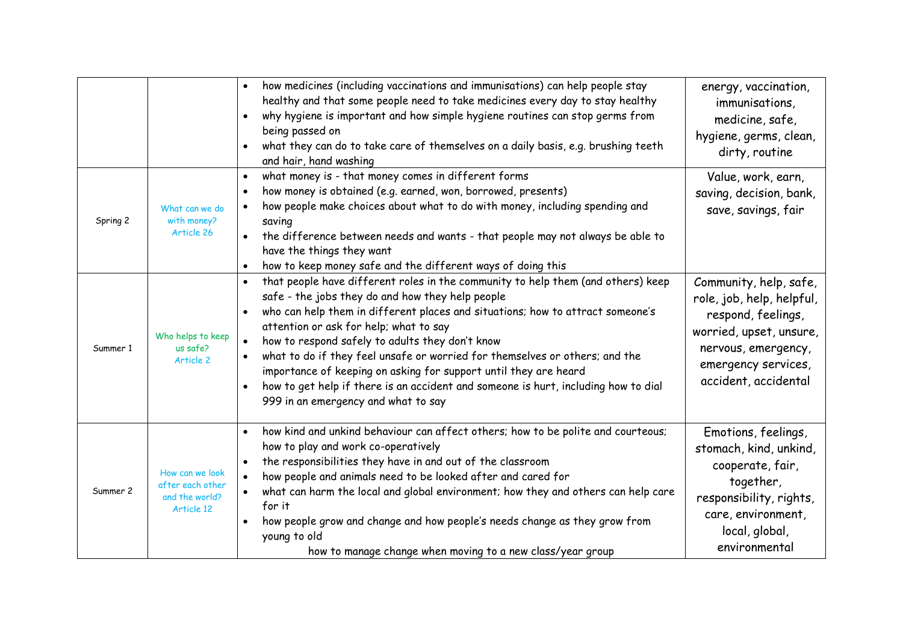| | | | |
|---|---|---|---|
| | | • how medicines (including vaccinations and immunisations) can help people stay healthy and that some people need to take medicines every day to stay healthy<br>• why hygiene is important and how simple hygiene routines can stop germs from being passed on<br>• what they can do to take care of themselves on a daily basis, e.g. brushing teeth and hair, hand washing | energy, vaccination, immunisations, medicine, safe, hygiene, germs, clean, dirty, routine |
| Spring 2 | What can we do with money?<br>Article 26 | • what money is - that money comes in different forms<br>• how money is obtained (e.g. earned, won, borrowed, presents)<br>• how people make choices about what to do with money, including spending and saving<br>• the difference between needs and wants - that people may not always be able to have the things they want<br>• how to keep money safe and the different ways of doing this | Value, work, earn, saving, decision, bank, save, savings, fair |
| Summer 1 | Who helps to keep us safe?<br>Article 2 | • that people have different roles in the community to help them (and others) keep safe - the jobs they do and how they help people<br>• who can help them in different places and situations; how to attract someone's attention or ask for help; what to say<br>• how to respond safely to adults they don't know<br>• what to do if they feel unsafe or worried for themselves or others; and the importance of keeping on asking for support until they are heard<br>• how to get help if there is an accident and someone is hurt, including how to dial 999 in an emergency and what to say | Community, help, safe, role, job, help, helpful, respond, feelings, worried, upset, unsure, nervous, emergency, emergency services, accident, accidental |
| Summer 2 | How can we look after each other and the world?<br>Article 12 | • how kind and unkind behaviour can affect others; how to be polite and courteous; how to play and work co-operatively<br>• the responsibilities they have in and out of the classroom<br>• how people and animals need to be looked after and cared for<br>• what can harm the local and global environment; how they and others can help care for it<br>• how people grow and change and how people's needs change as they grow from young to old<br>how to manage change when moving to a new class/year group | Emotions, feelings, stomach, kind, unkind, cooperate, fair, together, responsibility, rights, care, environment, local, global, environmental |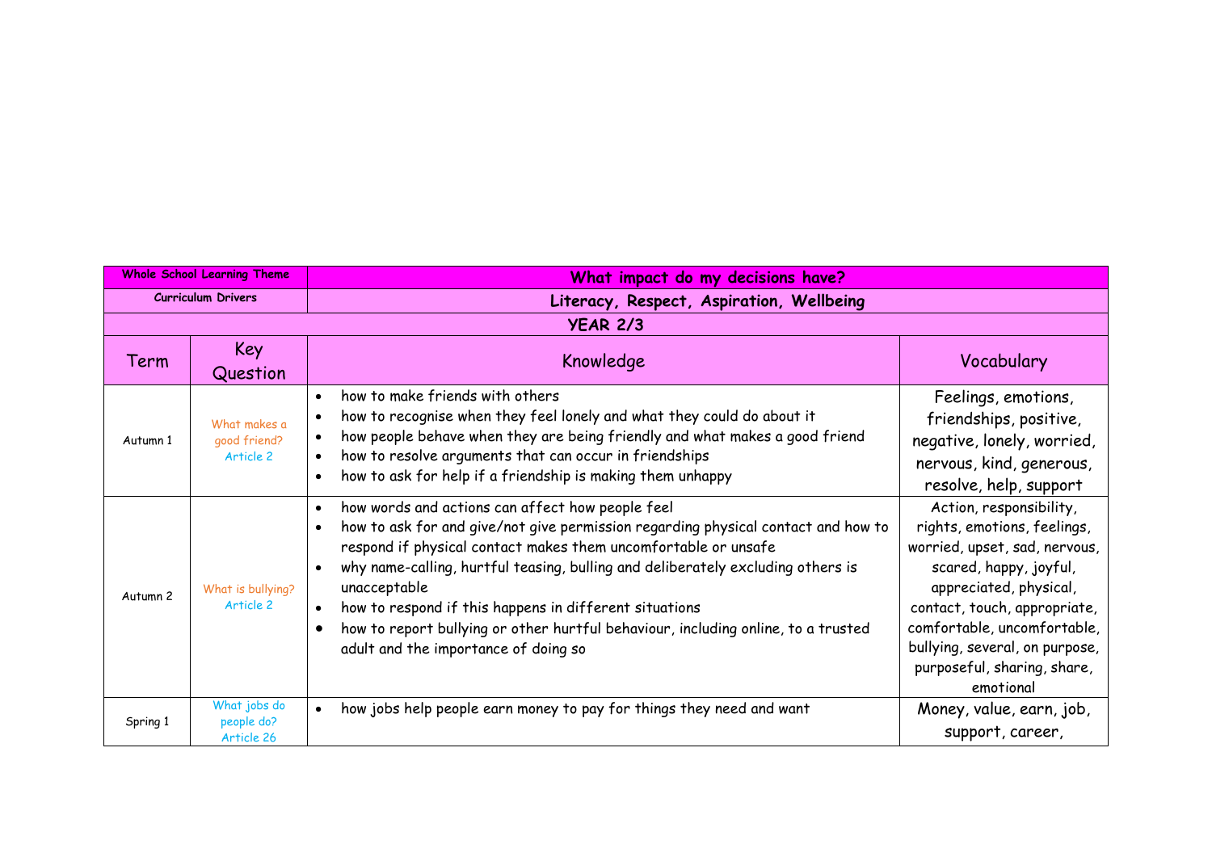| Whole School Learning Theme | | What impact do my decisions have? | |
|---|---|---|---|
| Curriculum Drivers | | Literacy, Respect, Aspiration, Wellbeing | |
| YEAR 2/3 | | | |
| Term | Key Question | Knowledge | Vocabulary |
| Autumn 1 | What makes a good friend? Article 2 | • how to make friends with others<br>• how to recognise when they feel lonely and what they could do about it<br>• how people behave when they are being friendly and what makes a good friend<br>• how to resolve arguments that can occur in friendships<br>• how to ask for help if a friendship is making them unhappy | Feelings, emotions, friendships, positive, negative, lonely, worried, nervous, kind, generous, resolve, help, support |
| Autumn 2 | What is bullying? Article 2 | • how words and actions can affect how people feel<br>• how to ask for and give/not give permission regarding physical contact and how to respond if physical contact makes them uncomfortable or unsafe<br>• why name-calling, hurtful teasing, bulling and deliberately excluding others is unacceptable<br>• how to respond if this happens in different situations<br>• how to report bullying or other hurtful behaviour, including online, to a trusted adult and the importance of doing so | Action, responsibility, rights, emotions, feelings, worried, upset, sad, nervous, scared, happy, joyful, appreciated, physical, contact, touch, appropriate, comfortable, uncomfortable, bullying, several, on purpose, purposeful, sharing, share, emotional |
| Spring 1 | What jobs do people do? Article 26 | • how jobs help people earn money to pay for things they need and want | Money, value, earn, job, support, career, |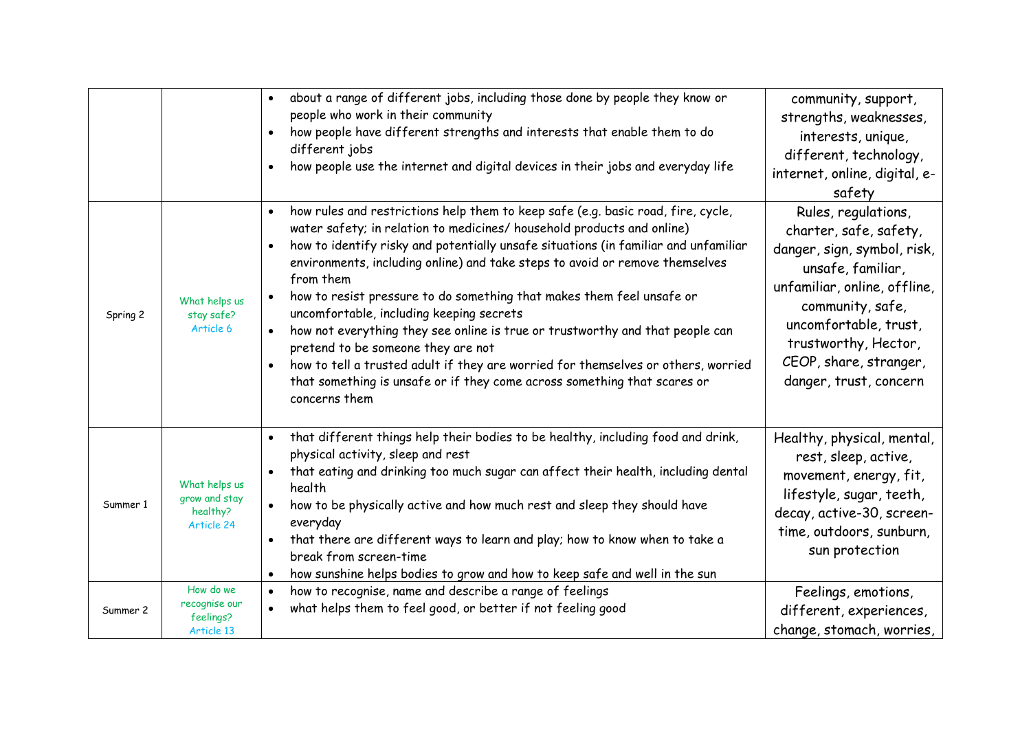| | | | |
|---|---|---|---|
| | | • about a range of different jobs, including those done by people they know or people who work in their community<br>• how people have different strengths and interests that enable them to do different jobs<br>• how people use the internet and digital devices in their jobs and everyday life | community, support, strengths, weaknesses, interests, unique, different, technology, internet, online, digital, e-safety |
| Spring 2 | What helps us stay safe?<br>Article 6 | • how rules and restrictions help them to keep safe (e.g. basic road, fire, cycle, water safety; in relation to medicines/ household products and online)<br>• how to identify risky and potentially unsafe situations (in familiar and unfamiliar environments, including online) and take steps to avoid or remove themselves from them<br>• how to resist pressure to do something that makes them feel unsafe or uncomfortable, including keeping secrets<br>• how not everything they see online is true or trustworthy and that people can pretend to be someone they are not<br>• how to tell a trusted adult if they are worried for themselves or others, worried that something is unsafe or if they come across something that scares or concerns them | Rules, regulations, charter, safe, safety, danger, sign, symbol, risk, unsafe, familiar, unfamiliar, online, offline, community, safe, uncomfortable, trust, trustworthy, Hector, CEOP, share, stranger, danger, trust, concern |
| Summer 1 | What helps us grow and stay healthy?<br>Article 24 | • that different things help their bodies to be healthy, including food and drink, physical activity, sleep and rest<br>• that eating and drinking too much sugar can affect their health, including dental health<br>• how to be physically active and how much rest and sleep they should have everyday<br>• that there are different ways to learn and play; how to know when to take a break from screen-time<br>• how sunshine helps bodies to grow and how to keep safe and well in the sun | Healthy, physical, mental, rest, sleep, active, movement, energy, fit, lifestyle, sugar, teeth, decay, active-30, screen-time, outdoors, sunburn, sun protection |
| Summer 2 | How do we recognise our feelings?<br>Article 13 | • how to recognise, name and describe a range of feelings<br>• what helps them to feel good, or better if not feeling good | Feelings, emotions, different, experiences, change, stomach, worries, |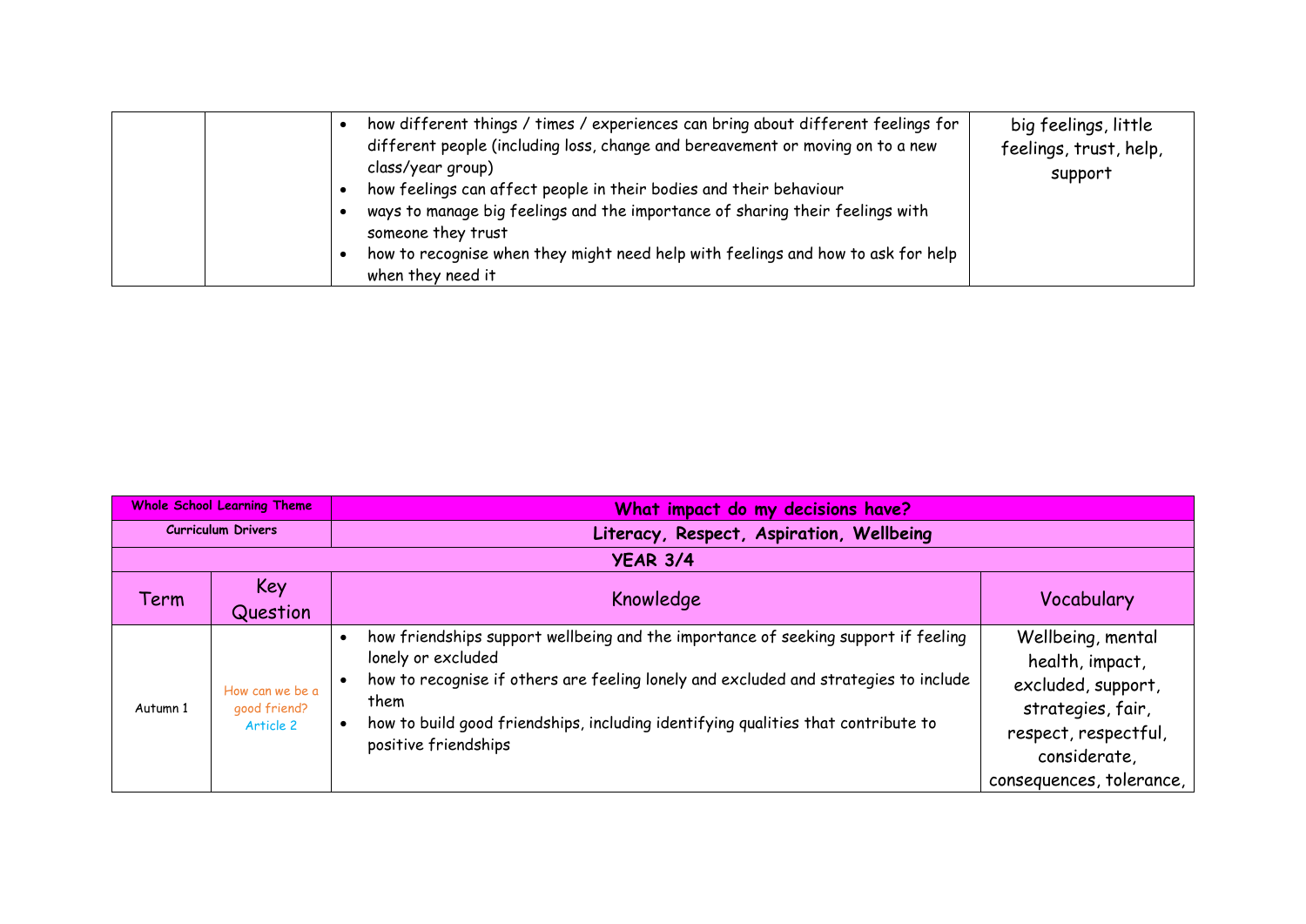| | | | |
|---|---|---|---|
| | | • how different things / times / experiences can bring about different feelings for different people (including loss, change and bereavement or moving on to a new class/year group)<br>• how feelings can affect people in their bodies and their behaviour<br>• ways to manage big feelings and the importance of sharing their feelings with someone they trust<br>• how to recognise when they might need help with feelings and how to ask for help when they need it | big feelings, little feelings, trust, help, support |

| **Whole School Learning Theme** | | **What impact do my decisions have?** | |
|---|---|---|---|
| **Curriculum Drivers** | | **Literacy, Respect, Aspiration, Wellbeing** | |
| **YEAR 3/4** | | | |
| Term | Key Question | Knowledge | Vocabulary |
| Autumn 1 | How can we be a good friend?<br>Article 2 | • how friendships support wellbeing and the importance of seeking support if feeling lonely or excluded<br>• how to recognise if others are feeling lonely and excluded and strategies to include them<br>• how to build good friendships, including identifying qualities that contribute to positive friendships | Wellbeing, mental health, impact, excluded, support, strategies, fair, respect, respectful, considerate, consequences, tolerance, |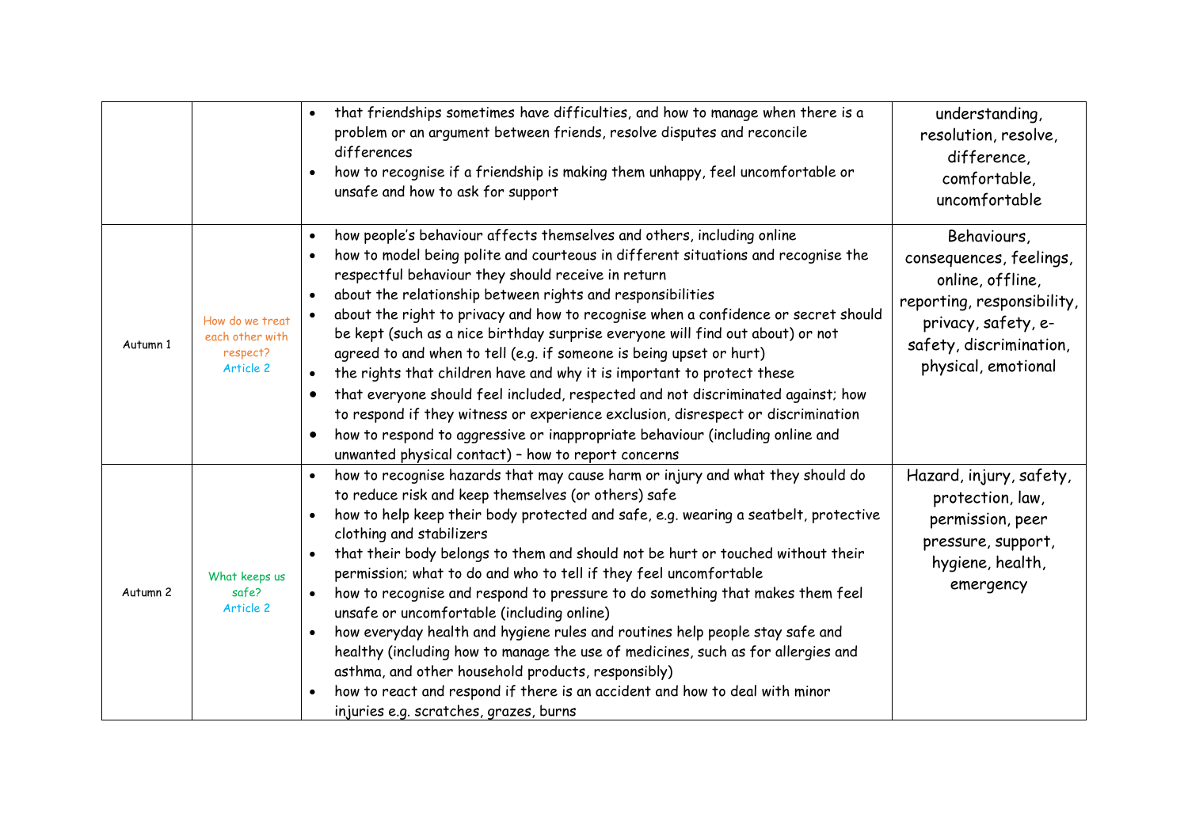| | | | |
|---|---|---|---|
| | | • that friendships sometimes have difficulties, and how to manage when there is a problem or an argument between friends, resolve disputes and reconcile differences<br>• how to recognise if a friendship is making them unhappy, feel uncomfortable or unsafe and how to ask for support | understanding, resolution, resolve, difference, comfortable, uncomfortable |
| Autumn 1 | How do we treat each other with respect?<br>Article 2 | • how people's behaviour affects themselves and others, including online<br>• how to model being polite and courteous in different situations and recognise the respectful behaviour they should receive in return<br>• about the relationship between rights and responsibilities<br>• about the right to privacy and how to recognise when a confidence or secret should be kept (such as a nice birthday surprise everyone will find out about) or not agreed to and when to tell (e.g. if someone is being upset or hurt)<br>• the rights that children have and why it is important to protect these<br>• that everyone should feel included, respected and not discriminated against; how to respond if they witness or experience exclusion, disrespect or discrimination<br>• how to respond to aggressive or inappropriate behaviour (including online and unwanted physical contact) – how to report concerns | Behaviours, consequences, feelings, online, offline, reporting, responsibility, privacy, safety, e-safety, discrimination, physical, emotional |
| Autumn 2 | What keeps us safe?<br>Article 2 | • how to recognise hazards that may cause harm or injury and what they should do to reduce risk and keep themselves (or others) safe<br>• how to help keep their body protected and safe, e.g. wearing a seatbelt, protective clothing and stabilizers<br>• that their body belongs to them and should not be hurt or touched without their permission; what to do and who to tell if they feel uncomfortable<br>• how to recognise and respond to pressure to do something that makes them feel unsafe or uncomfortable (including online)<br>• how everyday health and hygiene rules and routines help people stay safe and healthy (including how to manage the use of medicines, such as for allergies and asthma, and other household products, responsibly)<br>• how to react and respond if there is an accident and how to deal with minor injuries e.g. scratches, grazes, burns | Hazard, injury, safety, protection, law, permission, peer pressure, support, hygiene, health, emergency |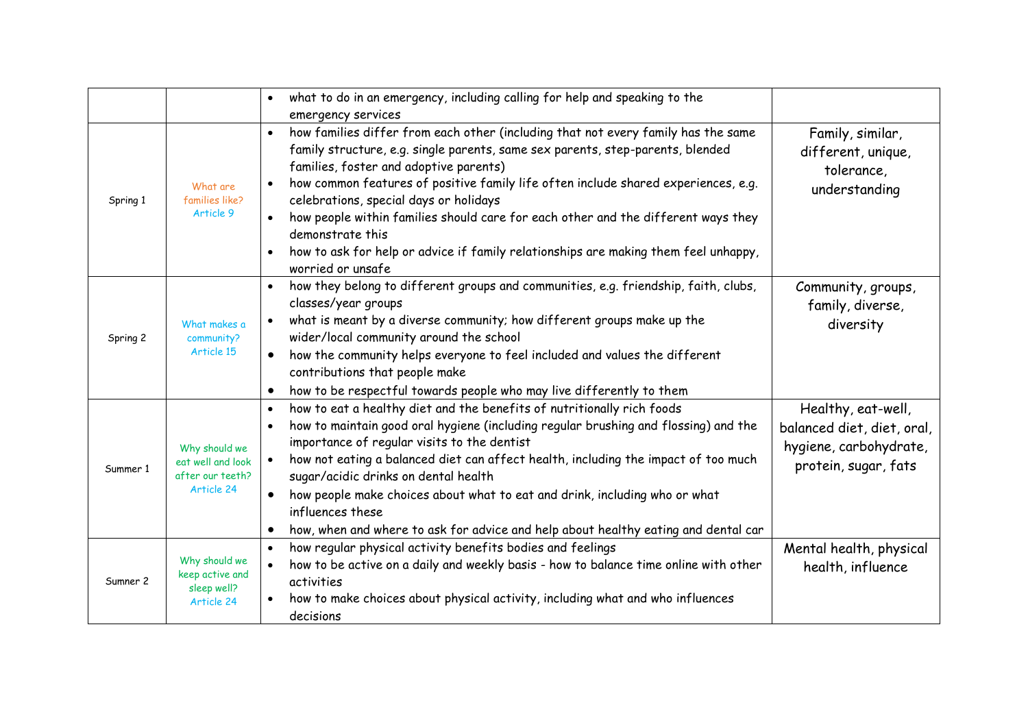| | | | |
|---|---|---|---|
| | | • what to do in an emergency, including calling for help and speaking to the emergency services | |
| Spring 1 | What are families like? Article 9 | • how families differ from each other (including that not every family has the same family structure, e.g. single parents, same sex parents, step-parents, blended families, foster and adoptive parents)<br>• how common features of positive family life often include shared experiences, e.g. celebrations, special days or holidays<br>• how people within families should care for each other and the different ways they demonstrate this<br>• how to ask for help or advice if family relationships are making them feel unhappy, worried or unsafe | Family, similar, different, unique, tolerance, understanding |
| Spring 2 | What makes a community? Article 15 | • how they belong to different groups and communities, e.g. friendship, faith, clubs, classes/year groups<br>• what is meant by a diverse community; how different groups make up the wider/local community around the school<br>• how the community helps everyone to feel included and values the different contributions that people make<br>• how to be respectful towards people who may live differently to them | Community, groups, family, diverse, diversity |
| Summer 1 | Why should we eat well and look after our teeth? Article 24 | • how to eat a healthy diet and the benefits of nutritionally rich foods<br>• how to maintain good oral hygiene (including regular brushing and flossing) and the importance of regular visits to the dentist<br>• how not eating a balanced diet can affect health, including the impact of too much sugar/acidic drinks on dental health<br>• how people make choices about what to eat and drink, including who or what influences these<br>• how, when and where to ask for advice and help about healthy eating and dental car | Healthy, eat-well, balanced diet, diet, oral, hygiene, carbohydrate, protein, sugar, fats |
| Sumner 2 | Why should we keep active and sleep well? Article 24 | • how regular physical activity benefits bodies and feelings<br>• how to be active on a daily and weekly basis - how to balance time online with other activities<br>• how to make choices about physical activity, including what and who influences decisions | Mental health, physical health, influence |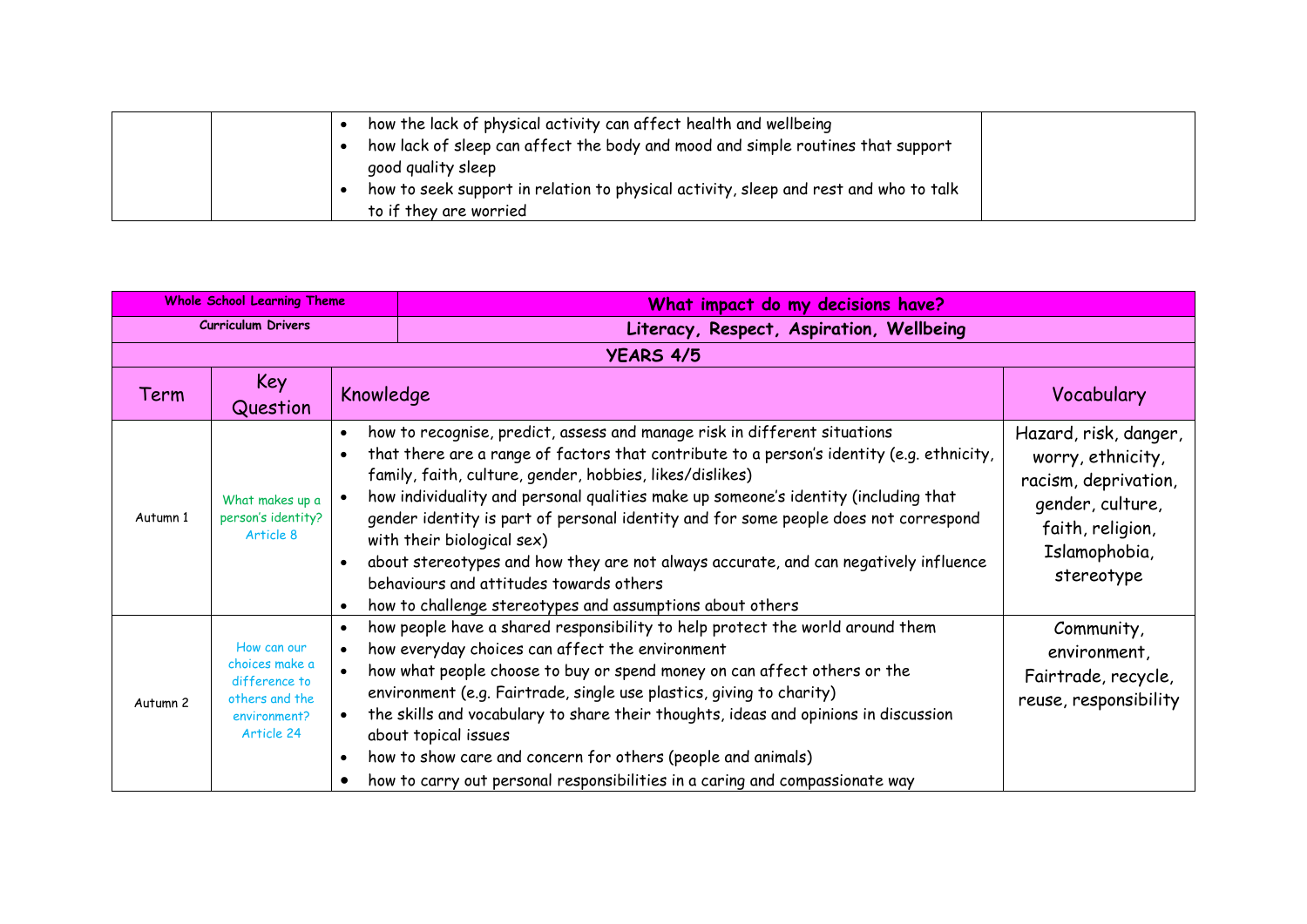| | | | |
|---|---|---|---|
| | | • how the lack of physical activity can affect health and wellbeing<br>• how lack of sleep can affect the body and mood and simple routines that support good quality sleep<br>• how to seek support in relation to physical activity, sleep and rest and who to talk to if they are worried | |

| **Whole School Learning Theme** | | **What impact do my decisions have?** | |
|---|---|---|---|
| **Curriculum Drivers** | | **Literacy, Respect, Aspiration, Wellbeing** | |
| **YEARS 4/5** | | | |
| Term | Key Question | Knowledge | Vocabulary |
| Autumn 1 | What makes up a person's identity? Article 8 | • how to recognise, predict, assess and manage risk in different situations<br>• that there are a range of factors that contribute to a person's identity (e.g. ethnicity, family, faith, culture, gender, hobbies, likes/dislikes)<br>• how individuality and personal qualities make up someone's identity (including that gender identity is part of personal identity and for some people does not correspond with their biological sex)<br>• about stereotypes and how they are not always accurate, and can negatively influence behaviours and attitudes towards others<br>• how to challenge stereotypes and assumptions about others | Hazard, risk, danger, worry, ethnicity, racism, deprivation, gender, culture, faith, religion, Islamophobia, stereotype |
| Autumn 2 | How can our choices make a difference to others and the environment? Article 24 | • how people have a shared responsibility to help protect the world around them<br>• how everyday choices can affect the environment<br>• how what people choose to buy or spend money on can affect others or the environment (e.g. Fairtrade, single use plastics, giving to charity)<br>• the skills and vocabulary to share their thoughts, ideas and opinions in discussion about topical issues<br>• how to show care and concern for others (people and animals)<br>• how to carry out personal responsibilities in a caring and compassionate way | Community, environment, Fairtrade, recycle, reuse, responsibility |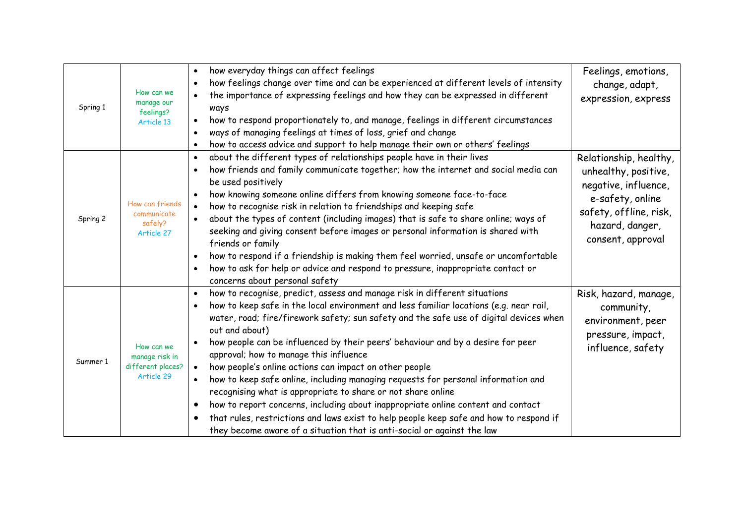| | | | |
|---|---|---|---|
| Spring 1 | How can we manage our feelings? Article 13 | • how everyday things can affect feelings<br>• how feelings change over time and can be experienced at different levels of intensity<br>• the importance of expressing feelings and how they can be expressed in different ways<br>• how to respond proportionately to, and manage, feelings in different circumstances<br>• ways of managing feelings at times of loss, grief and change<br>• how to access advice and support to help manage their own or others' feelings | Feelings, emotions, change, adapt, expression, express |
| Spring 2 | How can friends communicate safely? Article 27 | • about the different types of relationships people have in their lives<br>• how friends and family communicate together; how the internet and social media can be used positively<br>• how knowing someone online differs from knowing someone face-to-face<br>• how to recognise risk in relation to friendships and keeping safe<br>• about the types of content (including images) that is safe to share online; ways of seeking and giving consent before images or personal information is shared with friends or family<br>• how to respond if a friendship is making them feel worried, unsafe or uncomfortable<br>• how to ask for help or advice and respond to pressure, inappropriate contact or concerns about personal safety | Relationship, healthy, unhealthy, positive, negative, influence, e-safety, online safety, offline, risk, hazard, danger, consent, approval |
| Summer 1 | How can we manage risk in different places? Article 29 | • how to recognise, predict, assess and manage risk in different situations<br>• how to keep safe in the local environment and less familiar locations (e.g. near rail, water, road; fire/firework safety; sun safety and the safe use of digital devices when out and about)<br>• how people can be influenced by their peers' behaviour and by a desire for peer approval; how to manage this influence<br>• how people's online actions can impact on other people<br>• how to keep safe online, including managing requests for personal information and recognising what is appropriate to share or not share online<br>• how to report concerns, including about inappropriate online content and contact<br>• that rules, restrictions and laws exist to help people keep safe and how to respond if they become aware of a situation that is anti-social or against the law | Risk, hazard, manage, community, environment, peer pressure, impact, influence, safety |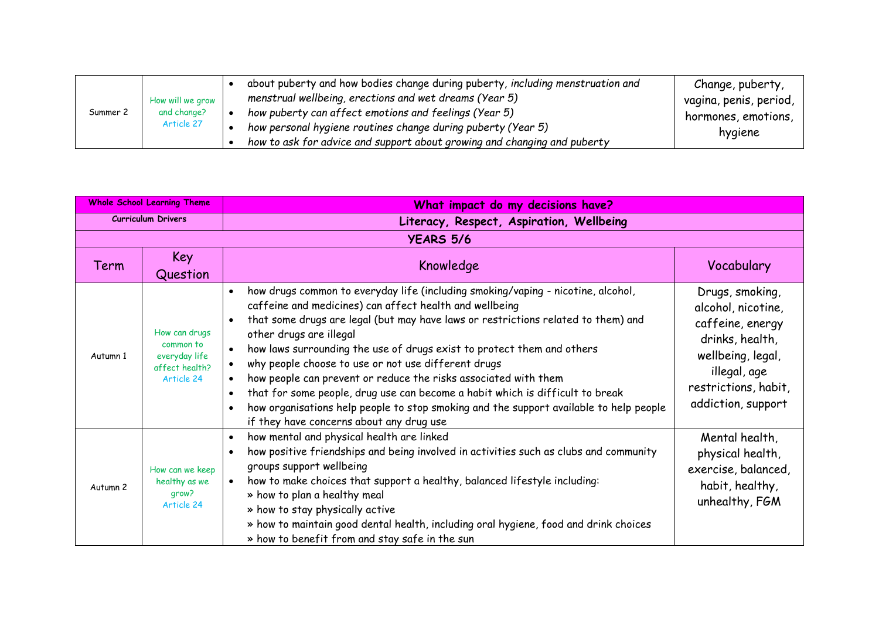| | | | |
|---|---|---|---|
| Summer 2 | How will we grow and change? Article 27 | • about puberty and how bodies change during puberty, *including menstruation and menstrual wellbeing, erections and wet dreams (Year 5)*<br>• *how puberty can affect emotions and feelings (Year 5)*<br>• *how personal hygiene routines change during puberty (Year 5)*<br>• *how to ask for advice and support about growing and changing and puberty* | Change, puberty, vagina, penis, period, hormones, emotions, hygiene |

| **Whole School Learning Theme** | | **What impact do my decisions have?** | |
|---|---|---|---|
| **Curriculum Drivers** | | **Literacy, Respect, Aspiration, Wellbeing** | |
| **YEARS 5/6** | | | |
| Term | Key Question | Knowledge | Vocabulary |
| Autumn 1 | How can drugs common to everyday life affect health? Article 24 | • how drugs common to everyday life (including smoking/vaping - nicotine, alcohol, caffeine and medicines) can affect health and wellbeing<br>• that some drugs are legal (but may have laws or restrictions related to them) and other drugs are illegal<br>• how laws surrounding the use of drugs exist to protect them and others<br>• why people choose to use or not use different drugs<br>• how people can prevent or reduce the risks associated with them<br>• that for some people, drug use can become a habit which is difficult to break<br>• how organisations help people to stop smoking and the support available to help people if they have concerns about any drug use | Drugs, smoking, alcohol, nicotine, caffeine, energy drinks, health, wellbeing, legal, illegal, age restrictions, habit, addiction, support |
| Autumn 2 | How can we keep healthy as we grow? Article 24 | • how mental and physical health are linked<br>• how positive friendships and being involved in activities such as clubs and community groups support wellbeing<br>• how to make choices that support a healthy, balanced lifestyle including:<br>» how to plan a healthy meal<br>» how to stay physically active<br>» how to maintain good dental health, including oral hygiene, food and drink choices<br>» how to benefit from and stay safe in the sun | Mental health, physical health, exercise, balanced, habit, healthy, unhealthy, FGM |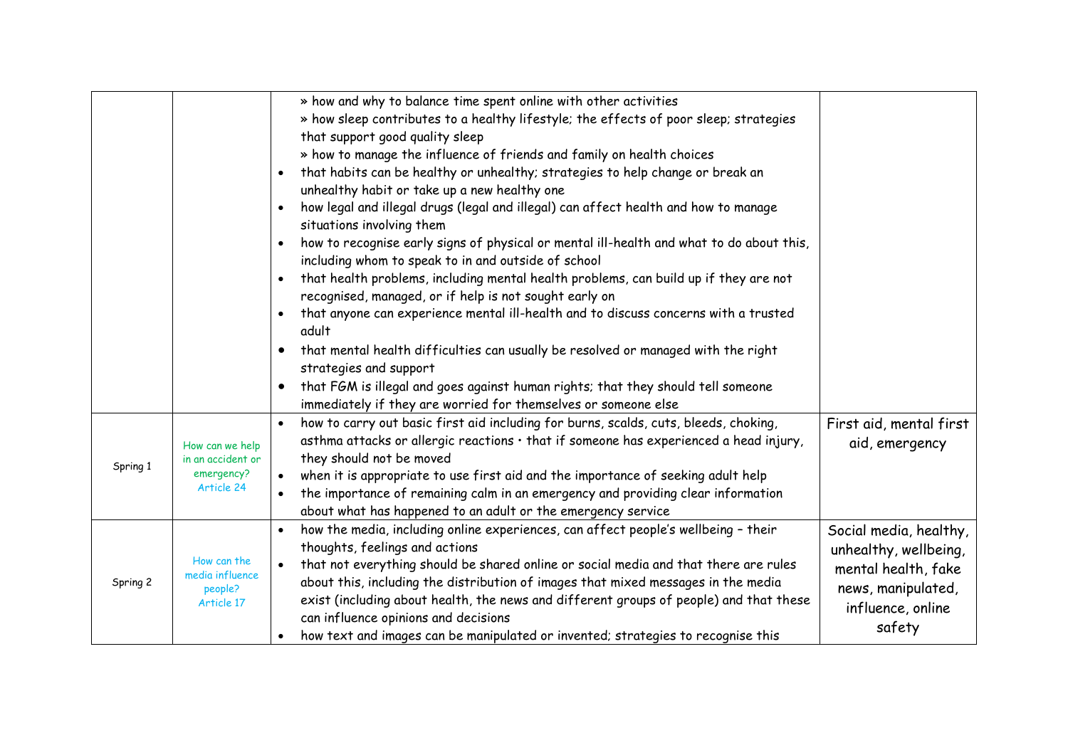| | | | |
|---|---|---|---|
| | | » how and why to balance time spent online with other activities<br>» how sleep contributes to a healthy lifestyle; the effects of poor sleep; strategies that support good quality sleep<br>» how to manage the influence of friends and family on health choices<br>• that habits can be healthy or unhealthy; strategies to help change or break an unhealthy habit or take up a new healthy one<br>• how legal and illegal drugs (legal and illegal) can affect health and how to manage situations involving them<br>• how to recognise early signs of physical or mental ill-health and what to do about this, including whom to speak to in and outside of school<br>• that health problems, including mental health problems, can build up if they are not recognised, managed, or if help is not sought early on<br>• that anyone can experience mental ill-health and to discuss concerns with a trusted adult<br>• that mental health difficulties can usually be resolved or managed with the right strategies and support<br>• that FGM is illegal and goes against human rights; that they should tell someone immediately if they are worried for themselves or someone else | |
| Spring 1 | How can we help in an accident or emergency? Article 24 | • how to carry out basic first aid including for burns, scalds, cuts, bleeds, choking, asthma attacks or allergic reactions • that if someone has experienced a head injury, they should not be moved<br>• when it is appropriate to use first aid and the importance of seeking adult help<br>• the importance of remaining calm in an emergency and providing clear information about what has happened to an adult or the emergency service | First aid, mental first aid, emergency |
| Spring 2 | How can the media influence people? Article 17 | • how the media, including online experiences, can affect people's wellbeing – their thoughts, feelings and actions<br>• that not everything should be shared online or social media and that there are rules about this, including the distribution of images that mixed messages in the media exist (including about health, the news and different groups of people) and that these can influence opinions and decisions<br>• how text and images can be manipulated or invented; strategies to recognise this | Social media, healthy, unhealthy, wellbeing, mental health, fake news, manipulated, influence, online safety |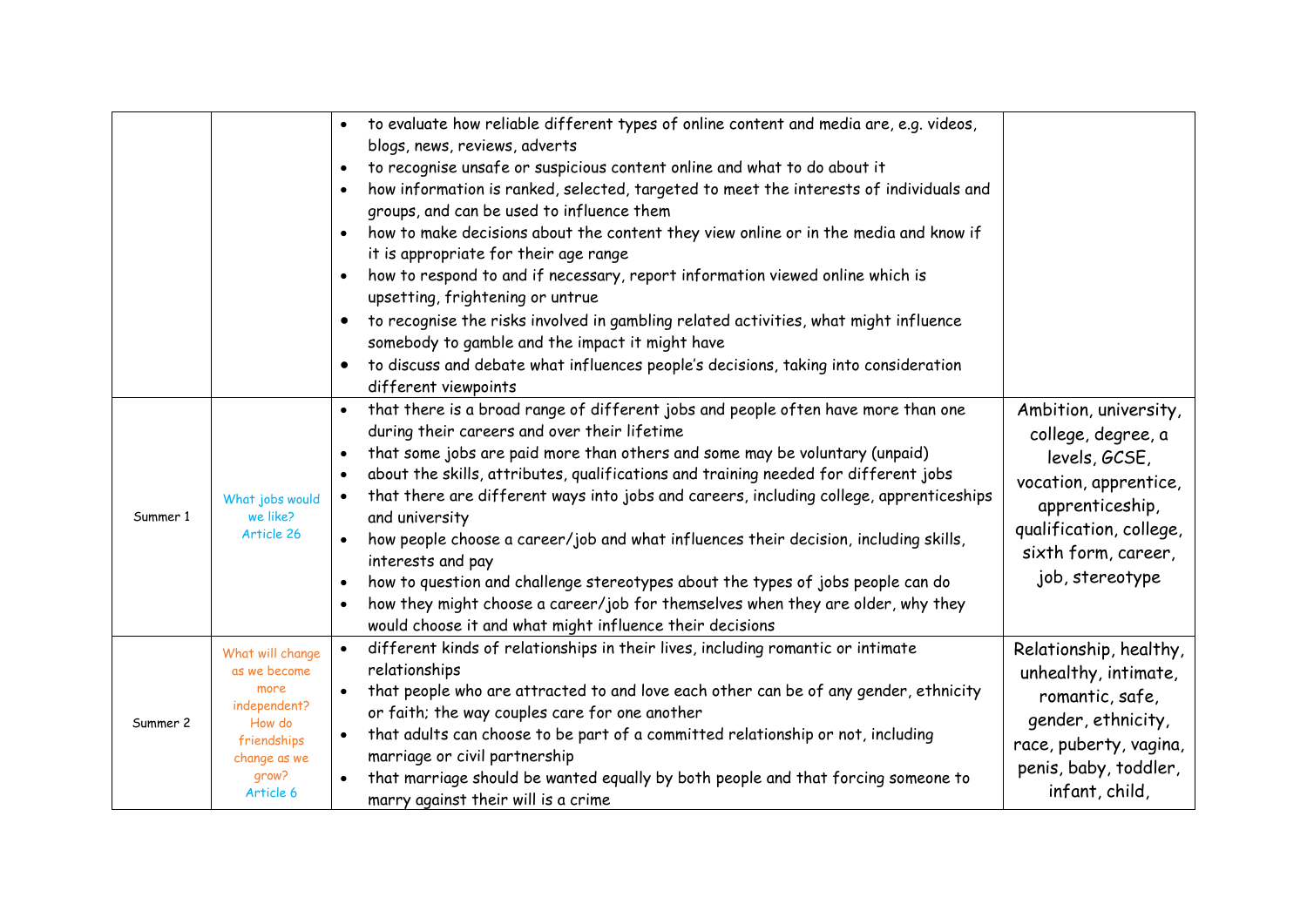| | | | |
|---|---|---|---|
| | | • to evaluate how reliable different types of online content and media are, e.g. videos, blogs, news, reviews, adverts<br>• to recognise unsafe or suspicious content online and what to do about it<br>• how information is ranked, selected, targeted to meet the interests of individuals and groups, and can be used to influence them<br>• how to make decisions about the content they view online or in the media and know if it is appropriate for their age range<br>• how to respond to and if necessary, report information viewed online which is upsetting, frightening or untrue<br>• to recognise the risks involved in gambling related activities, what might influence somebody to gamble and the impact it might have<br>• to discuss and debate what influences people's decisions, taking into consideration different viewpoints | |
| Summer 1 | What jobs would we like?<br>Article 26 | • that there is a broad range of different jobs and people often have more than one during their careers and over their lifetime<br>• that some jobs are paid more than others and some may be voluntary (unpaid)<br>• about the skills, attributes, qualifications and training needed for different jobs<br>• that there are different ways into jobs and careers, including college, apprenticeships and university<br>• how people choose a career/job and what influences their decision, including skills, interests and pay<br>• how to question and challenge stereotypes about the types of jobs people can do<br>• how they might choose a career/job for themselves when they are older, why they would choose it and what might influence their decisions | Ambition, university, college, degree, a levels, GCSE, vocation, apprentice, apprenticeship, qualification, college, sixth form, career, job, stereotype |
| Summer 2 | What will change as we become more independent? How do friendships change as we grow?<br>Article 6 | • different kinds of relationships in their lives, including romantic or intimate relationships<br>• that people who are attracted to and love each other can be of any gender, ethnicity or faith; the way couples care for one another<br>• that adults can choose to be part of a committed relationship or not, including marriage or civil partnership<br>• that marriage should be wanted equally by both people and that forcing someone to marry against their will is a crime | Relationship, healthy, unhealthy, intimate, romantic, safe, gender, ethnicity, race, puberty, vagina, penis, baby, toddler, infant, child, |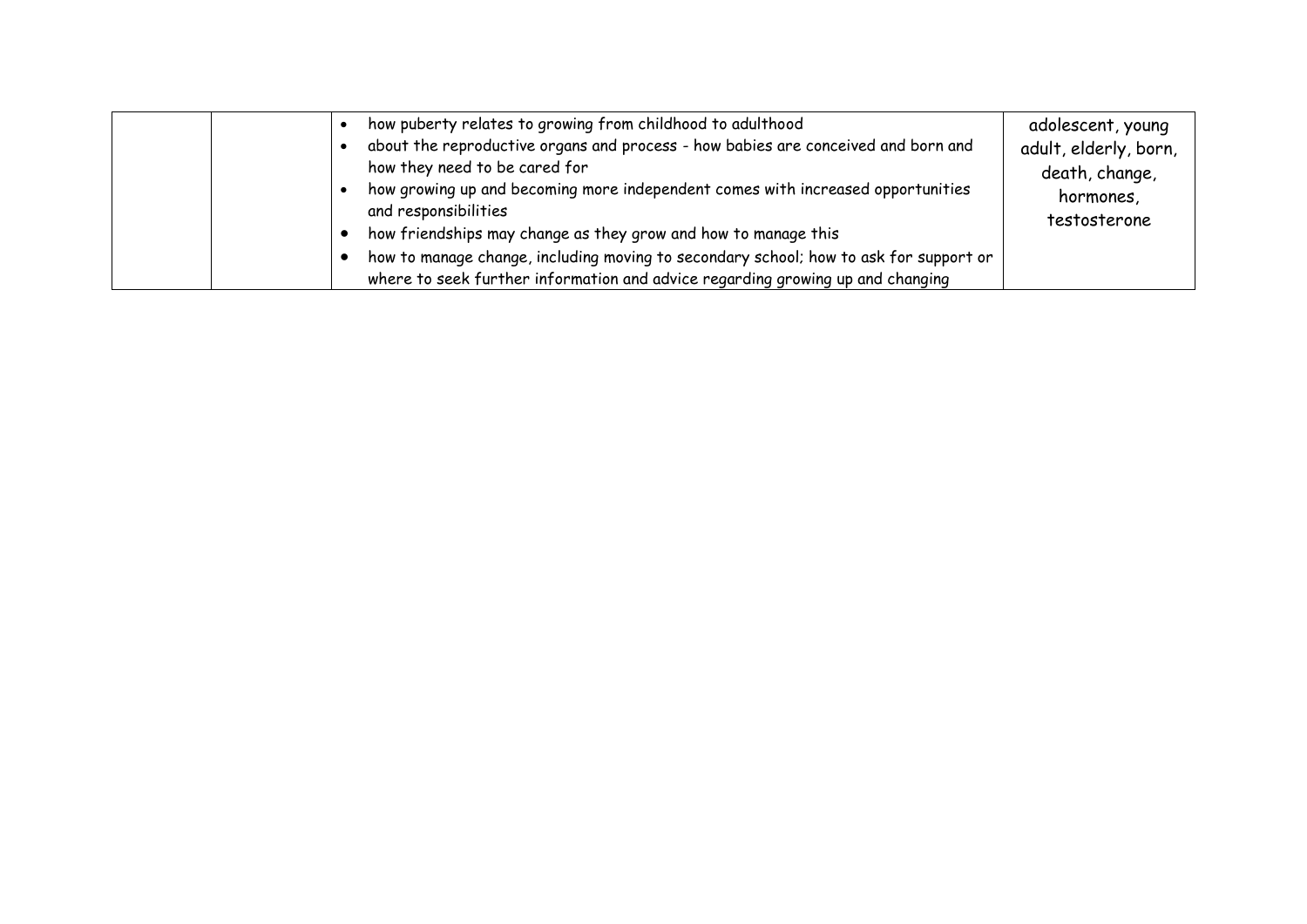| | | | |
|---|---|---|---|
| | | • how puberty relates to growing from childhood to adulthood<br>• about the reproductive organs and process - how babies are conceived and born and how they need to be cared for<br>• how growing up and becoming more independent comes with increased opportunities and responsibilities<br>• how friendships may change as they grow and how to manage this<br>• how to manage change, including moving to secondary school; how to ask for support or where to seek further information and advice regarding growing up and changing | adolescent, young adult, elderly, born, death, change, hormones, testosterone |